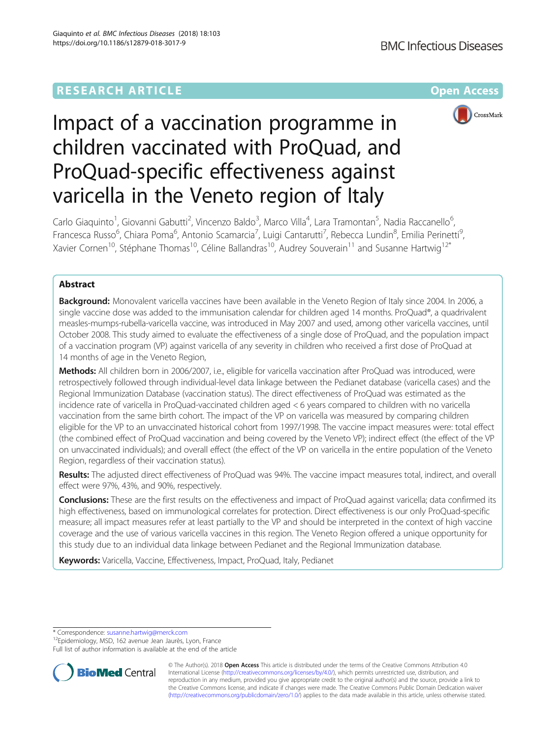RESEARCH ARTICLE

Open Access

# Impact of a vaccination programme in children vaccinated with ProQuad, and ProQuad-specific effectiveness against varicella in the Veneto region of Italy

Carlo Giaquinto[1], Giovanni Gabutti[2], Vincenzo Baldo[3], Marco Villa[4], Lara Tramontan[5], Nadia Raccanello[6], Francesca Russo[6], Chiara Poma[6], Antonio Scamarcia[7], Luigi Cantarutti[7], Rebecca Lundin[8], Emilia Perinetti[9], Xavier Cornen[10], Stéphane Thomas[10], Céline Ballandras[10], Audrey Souverain[11] and Susanne Hartwig[12*]

## Abstract

**Background:** Monovalent varicella vaccines have been available in the Veneto Region of Italy since 2004. In 2006, a single vaccine dose was added to the immunisation calendar for children aged 14 months. ProQuad®, a quadrivalent measles-mumps-rubella-varicella vaccine, was introduced in May 2007 and used, among other varicella vaccines, until October 2008. This study aimed to evaluate the effectiveness of a single dose of ProQuad, and the population impact of a vaccination program (VP) against varicella of any severity in children who received a first dose of ProQuad at 14 months of age in the Veneto Region,

**Methods:** All children born in 2006/2007, i.e., eligible for varicella vaccination after ProQuad was introduced, were retrospectively followed through individual-level data linkage between the Pedianet database (varicella cases) and the Regional Immunization Database (vaccination status). The direct effectiveness of ProQuad was estimated as the incidence rate of varicella in ProQuad-vaccinated children aged < 6 years compared to children with no varicella vaccination from the same birth cohort. The impact of the VP on varicella was measured by comparing children eligible for the VP to an unvaccinated historical cohort from 1997/1998. The vaccine impact measures were: total effect (the combined effect of ProQuad vaccination and being covered by the Veneto VP); indirect effect (the effect of the VP on unvaccinated individuals); and overall effect (the effect of the VP on varicella in the entire population of the Veneto Region, regardless of their vaccination status).

**Results:** The adjusted direct effectiveness of ProQuad was 94%. The vaccine impact measures total, indirect, and overall effect were 97%, 43%, and 90%, respectively.

**Conclusions:** These are the first results on the effectiveness and impact of ProQuad against varicella; data confirmed its high effectiveness, based on immunological correlates for protection. Direct effectiveness is our only ProQuad-specific measure; all impact measures refer at least partially to the VP and should be interpreted in the context of high vaccine coverage and the use of various varicella vaccines in this region. The Veneto Region offered a unique opportunity for this study due to an individual data linkage between Pedianet and the Regional Immunization database.

**Keywords:** Varicella, Vaccine, Effectiveness, Impact, ProQuad, Italy, Pedianet

---

* Correspondence: susanne.hartwig@merck.com
[12]Epidemiology, MSD, 162 avenue Jean Jaurès, Lyon, France
Full list of author information is available at the end of the article

© The Author(s). 2018 **Open Access** This article is distributed under the terms of the Creative Commons Attribution 4.0 International License (http://creativecommons.org/licenses/by/4.0/), which permits unrestricted use, distribution, and reproduction in any medium, provided you give appropriate credit to the original author(s) and the source, provide a link to the Creative Commons license, and indicate if changes were made. The Creative Commons Public Domain Dedication waiver (http://creativecommons.org/publicdomain/zero/1.0/) applies to the data made available in this article, unless otherwise stated.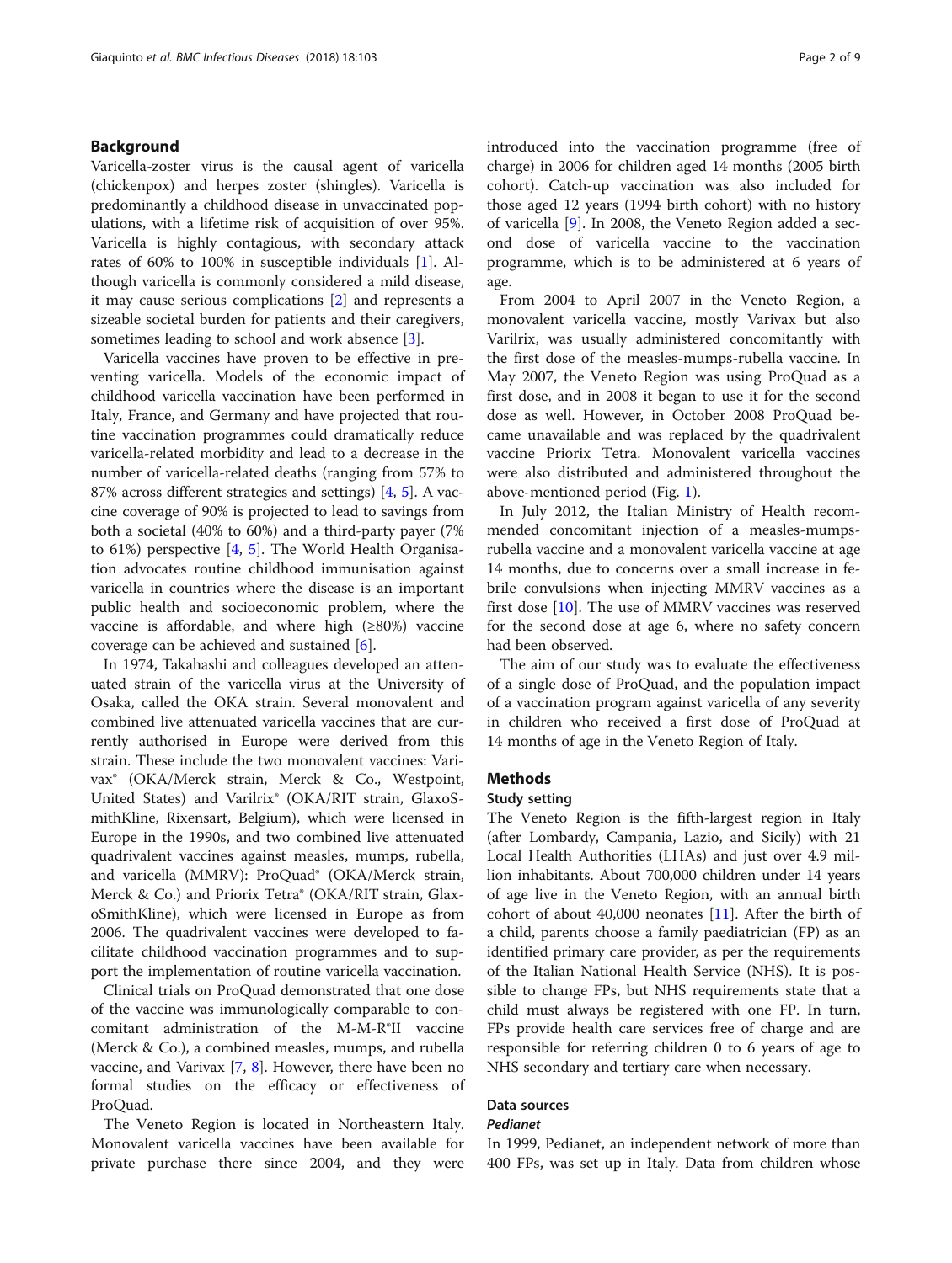## Background

Varicella-zoster virus is the causal agent of varicella (chickenpox) and herpes zoster (shingles). Varicella is predominantly a childhood disease in unvaccinated populations, with a lifetime risk of acquisition of over 95%. Varicella is highly contagious, with secondary attack rates of 60% to 100% in susceptible individuals [1]. Although varicella is commonly considered a mild disease, it may cause serious complications [2] and represents a sizeable societal burden for patients and their caregivers, sometimes leading to school and work absence [3].

Varicella vaccines have proven to be effective in preventing varicella. Models of the economic impact of childhood varicella vaccination have been performed in Italy, France, and Germany and have projected that routine vaccination programmes could dramatically reduce varicella-related morbidity and lead to a decrease in the number of varicella-related deaths (ranging from 57% to 87% across different strategies and settings) [4, 5]. A vaccine coverage of 90% is projected to lead to savings from both a societal (40% to 60%) and a third-party payer (7% to 61%) perspective [4, 5]. The World Health Organisation advocates routine childhood immunisation against varicella in countries where the disease is an important public health and socioeconomic problem, where the vaccine is affordable, and where high (≥80%) vaccine coverage can be achieved and sustained [6].

In 1974, Takahashi and colleagues developed an attenuated strain of the varicella virus at the University of Osaka, called the OKA strain. Several monovalent and combined live attenuated varicella vaccines that are currently authorised in Europe were derived from this strain. These include the two monovalent vaccines: Varivax® (OKA/Merck strain, Merck & Co., Westpoint, United States) and Varilrix® (OKA/RIT strain, GlaxoSmithKline, Rixensart, Belgium), which were licensed in Europe in the 1990s, and two combined live attenuated quadrivalent vaccines against measles, mumps, rubella, and varicella (MMRV): ProQuad® (OKA/Merck strain, Merck & Co.) and Priorix Tetra® (OKA/RIT strain, GlaxoSmithKline), which were licensed in Europe as from 2006. The quadrivalent vaccines were developed to facilitate childhood vaccination programmes and to support the implementation of routine varicella vaccination.

Clinical trials on ProQuad demonstrated that one dose of the vaccine was immunologically comparable to concomitant administration of the M-M-R®II vaccine (Merck & Co.), a combined measles, mumps, and rubella vaccine, and Varivax [7, 8]. However, there have been no formal studies on the efficacy or effectiveness of ProQuad.

The Veneto Region is located in Northeastern Italy. Monovalent varicella vaccines have been available for private purchase there since 2004, and they were introduced into the vaccination programme (free of charge) in 2006 for children aged 14 months (2005 birth cohort). Catch-up vaccination was also included for those aged 12 years (1994 birth cohort) with no history of varicella [9]. In 2008, the Veneto Region added a second dose of varicella vaccine to the vaccination programme, which is to be administered at 6 years of age.

From 2004 to April 2007 in the Veneto Region, a monovalent varicella vaccine, mostly Varivax but also Varilrix, was usually administered concomitantly with the first dose of the measles-mumps-rubella vaccine. In May 2007, the Veneto Region was using ProQuad as a first dose, and in 2008 it began to use it for the second dose as well. However, in October 2008 ProQuad became unavailable and was replaced by the quadrivalent vaccine Priorix Tetra. Monovalent varicella vaccines were also distributed and administered throughout the above-mentioned period (Fig. 1).

In July 2012, the Italian Ministry of Health recommended concomitant injection of a measles-mumps-rubella vaccine and a monovalent varicella vaccine at age 14 months, due to concerns over a small increase in febrile convulsions when injecting MMRV vaccines as a first dose [10]. The use of MMRV vaccines was reserved for the second dose at age 6, where no safety concern had been observed.

The aim of our study was to evaluate the effectiveness of a single dose of ProQuad, and the population impact of a vaccination program against varicella of any severity in children who received a first dose of ProQuad at 14 months of age in the Veneto Region of Italy.

## Methods

### Study setting

The Veneto Region is the fifth-largest region in Italy (after Lombardy, Campania, Lazio, and Sicily) with 21 Local Health Authorities (LHAs) and just over 4.9 million inhabitants. About 700,000 children under 14 years of age live in the Veneto Region, with an annual birth cohort of about 40,000 neonates [11]. After the birth of a child, parents choose a family paediatrician (FP) as an identified primary care provider, as per the requirements of the Italian National Health Service (NHS). It is possible to change FPs, but NHS requirements state that a child must always be registered with one FP. In turn, FPs provide health care services free of charge and are responsible for referring children 0 to 6 years of age to NHS secondary and tertiary care when necessary.

### Data sources

#### *Pedianet*

In 1999, Pedianet, an independent network of more than 400 FPs, was set up in Italy. Data from children whose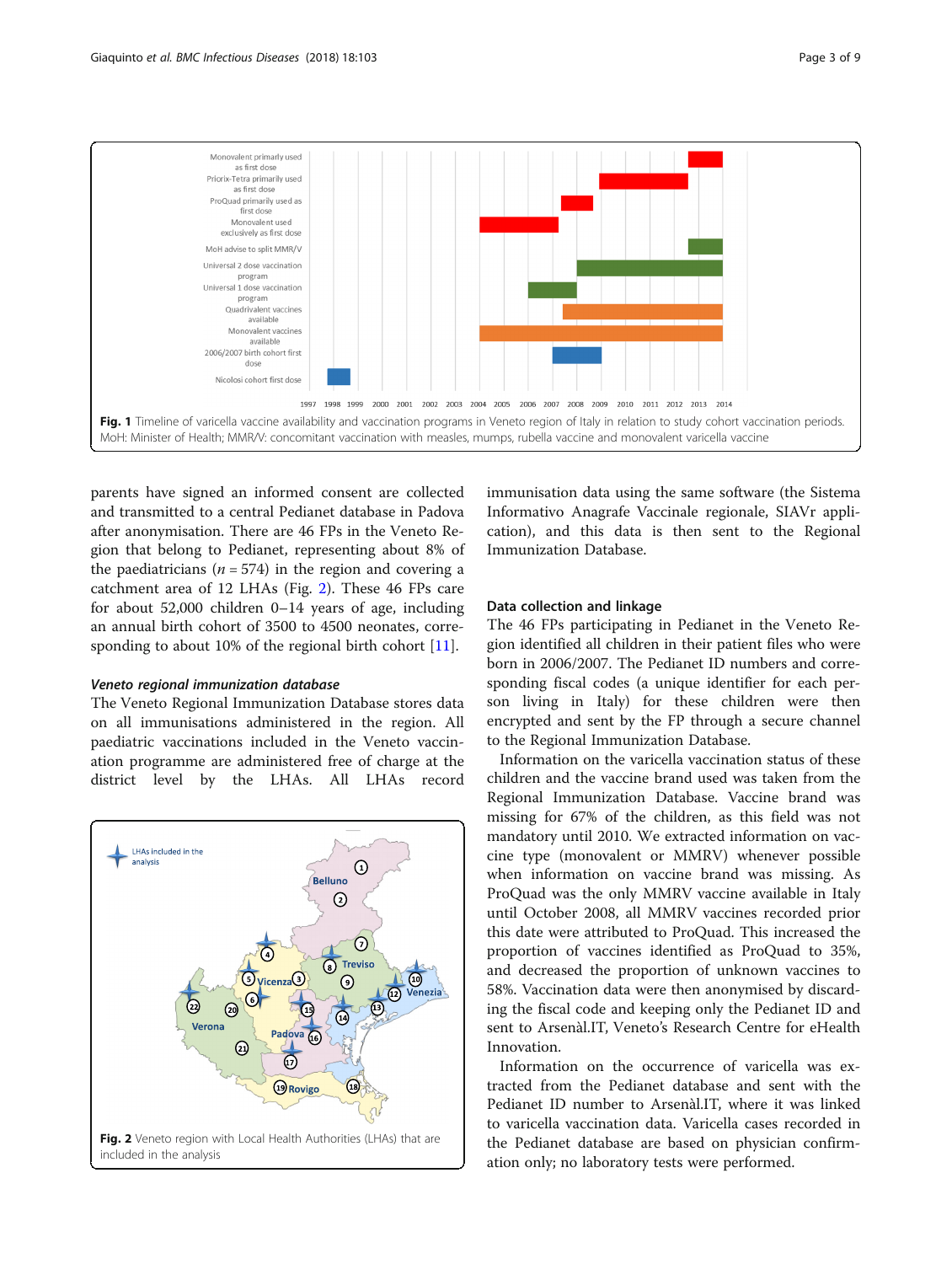Fig. 1 Timeline of varicella vaccine availability and vaccination programs in Veneto region of Italy in relation to study cohort vaccination periods. MoH: Minister of Health; MMR/V: concomitant vaccination with measles, mumps, rubella vaccine and monovalent varicella vaccine

parents have signed an informed consent are collected and transmitted to a central Pedianet database in Padova after anonymisation. There are 46 FPs in the Veneto Region that belong to Pedianet, representing about 8% of the paediatricians ($n = 574$) in the region and covering a catchment area of 12 LHAs (Fig. 2). These 46 FPs care for about 52,000 children 0–14 years of age, including an annual birth cohort of 3500 to 4500 neonates, corresponding to about 10% of the regional birth cohort [11].

### *Veneto regional immunization database*

The Veneto Regional Immunization Database stores data on all immunisations administered in the region. All paediatric vaccinations included in the Veneto vaccination programme are administered free of charge at the district level by the LHAs. All LHAs record immunisation data using the same software (the Sistema Informativo Anagrafe Vaccinale regionale, SIAVr application), and this data is then sent to the Regional Immunization Database.

Fig. 2 Veneto region with Local Health Authorities (LHAs) that are included in the analysis

### Data collection and linkage

The 46 FPs participating in Pedianet in the Veneto Region identified all children in their patient files who were born in 2006/2007. The Pedianet ID numbers and corresponding fiscal codes (a unique identifier for each person living in Italy) for these children were then encrypted and sent by the FP through a secure channel to the Regional Immunization Database.

Information on the varicella vaccination status of these children and the vaccine brand used was taken from the Regional Immunization Database. Vaccine brand was missing for 67% of the children, as this field was not mandatory until 2010. We extracted information on vaccine type (monovalent or MMRV) whenever possible when information on vaccine brand was missing. As ProQuad was the only MMRV vaccine available in Italy until October 2008, all MMRV vaccines recorded prior this date were attributed to ProQuad. This increased the proportion of vaccines identified as ProQuad to 35%, and decreased the proportion of unknown vaccines to 58%. Vaccination data were then anonymised by discarding the fiscal code and keeping only the Pedianet ID and sent to Arsenàl.IT, Veneto's Research Centre for eHealth Innovation.

Information on the occurrence of varicella was extracted from the Pedianet database and sent with the Pedianet ID number to Arsenàl.IT, where it was linked to varicella vaccination data. Varicella cases recorded in the Pedianet database are based on physician confirmation only; no laboratory tests were performed.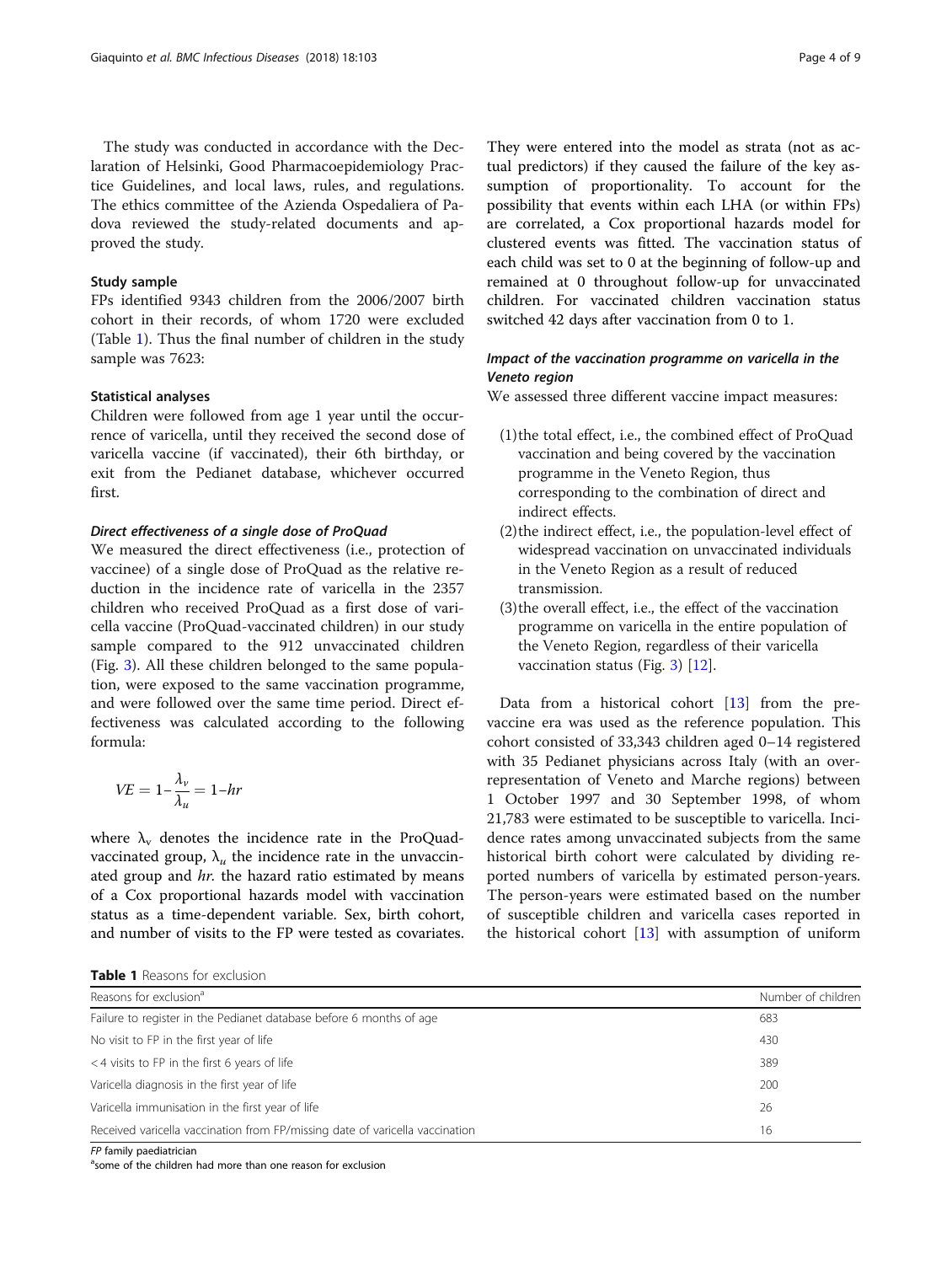The study was conducted in accordance with the Declaration of Helsinki, Good Pharmacoepidemiology Practice Guidelines, and local laws, rules, and regulations. The ethics committee of the Azienda Ospedaliera of Padova reviewed the study-related documents and approved the study.

### Study sample

FPs identified 9343 children from the 2006/2007 birth cohort in their records, of whom 1720 were excluded (Table 1). Thus the final number of children in the study sample was 7623:

### Statistical analyses

Children were followed from age 1 year until the occurrence of varicella, until they received the second dose of varicella vaccine (if vaccinated), their 6th birthday, or exit from the Pedianet database, whichever occurred first.

#### *Direct effectiveness of a single dose of ProQuad*

We measured the direct effectiveness (i.e., protection of vaccinee) of a single dose of ProQuad as the relative reduction in the incidence rate of varicella in the 2357 children who received ProQuad as a first dose of varicella vaccine (ProQuad-vaccinated children) in our study sample compared to the 912 unvaccinated children (Fig. 3). All these children belonged to the same population, were exposed to the same vaccination programme, and were followed over the same time period. Direct effectiveness was calculated according to the following formula:

$$VE = 1 - \frac{\lambda_v}{\lambda_u} = 1 - hr$$

where $\lambda_v$ denotes the incidence rate in the ProQuad-vaccinated group, $\lambda_u$ the incidence rate in the unvaccinated group and *hr.* the hazard ratio estimated by means of a Cox proportional hazards model with vaccination status as a time-dependent variable. Sex, birth cohort, and number of visits to the FP were tested as covariates. They were entered into the model as strata (not as actual predictors) if they caused the failure of the key assumption of proportionality. To account for the possibility that events within each LHA (or within FPs) are correlated, a Cox proportional hazards model for clustered events was fitted. The vaccination status of each child was set to 0 at the beginning of follow-up and remained at 0 throughout follow-up for unvaccinated children. For vaccinated children vaccination status switched 42 days after vaccination from 0 to 1.

#### *Impact of the vaccination programme on varicella in the Veneto region*

We assessed three different vaccine impact measures:

1. the total effect, i.e., the combined effect of ProQuad vaccination and being covered by the vaccination programme in the Veneto Region, thus corresponding to the combination of direct and indirect effects.
2. the indirect effect, i.e., the population-level effect of widespread vaccination on unvaccinated individuals in the Veneto Region as a result of reduced transmission.
3. the overall effect, i.e., the effect of the vaccination programme on varicella in the entire population of the Veneto Region, regardless of their varicella vaccination status (Fig. 3) [12].

Data from a historical cohort [13] from the pre-vaccine era was used as the reference population. This cohort consisted of 33,343 children aged 0–14 registered with 35 Pedianet physicians across Italy (with an over-representation of Veneto and Marche regions) between 1 October 1997 and 30 September 1998, of whom 21,783 were estimated to be susceptible to varicella. Incidence rates among unvaccinated subjects from the same historical birth cohort were calculated by dividing reported numbers of varicella by estimated person-years. The person-years were estimated based on the number of susceptible children and varicella cases reported in the historical cohort [13] with assumption of uniform

**Table 1** Reasons for exclusion

| Reasons for exclusion[a] | Number of children |
|---|---|
| Failure to register in the Pedianet database before 6 months of age | 683 |
| No visit to FP in the first year of life | 430 |
| <4 visits to FP in the first 6 years of life | 389 |
| Varicella diagnosis in the first year of life | 200 |
| Varicella immunisation in the first year of life | 26 |
| Received varicella vaccination from FP/missing date of varicella vaccination | 16 |

*FP* family paediatrician
[a]some of the children had more than one reason for exclusion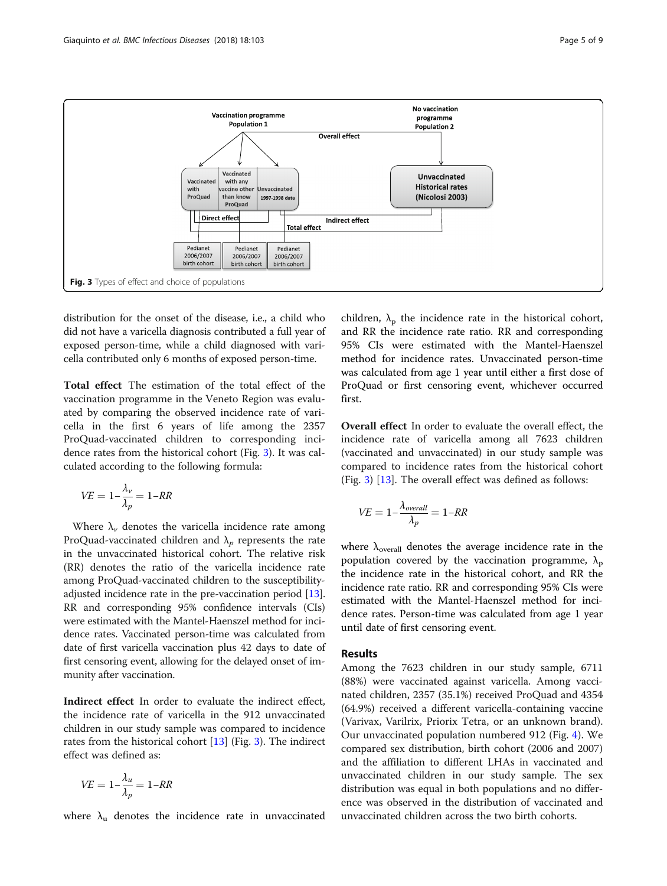Fig. 3 Types of effect and choice of populations

distribution for the onset of the disease, i.e., a child who did not have a varicella diagnosis contributed a full year of exposed person-time, while a child diagnosed with varicella contributed only 6 months of exposed person-time.

**Total effect** The estimation of the total effect of the vaccination programme in the Veneto Region was evaluated by comparing the observed incidence rate of varicella in the first 6 years of life among the 2357 ProQuad-vaccinated children to corresponding incidence rates from the historical cohort (Fig. 3). It was calculated according to the following formula:

$$VE = 1 - \frac{\lambda_v}{\lambda_p} = 1 - RR$$

Where $\lambda_v$ denotes the varicella incidence rate among ProQuad-vaccinated children and $\lambda_p$ represents the rate in the unvaccinated historical cohort. The relative risk (RR) denotes the ratio of the varicella incidence rate among ProQuad-vaccinated children to the susceptibility-adjusted incidence rate in the pre-vaccination period [13]. RR and corresponding 95% confidence intervals (CIs) were estimated with the Mantel-Haenszel method for incidence rates. Vaccinated person-time was calculated from date of first varicella vaccination plus 42 days to date of first censoring event, allowing for the delayed onset of immunity after vaccination.

**Indirect effect** In order to evaluate the indirect effect, the incidence rate of varicella in the 912 unvaccinated children in our study sample was compared to incidence rates from the historical cohort [13] (Fig. 3). The indirect effect was defined as:

$$VE = 1 - \frac{\lambda_u}{\lambda_p} = 1 - RR$$

where $\lambda_u$ denotes the incidence rate in unvaccinated children, $\lambda_p$ the incidence rate in the historical cohort, and RR the incidence rate ratio. RR and corresponding 95% CIs were estimated with the Mantel-Haenszel method for incidence rates. Unvaccinated person-time was calculated from age 1 year until either a first dose of ProQuad or first censoring event, whichever occurred first.

**Overall effect** In order to evaluate the overall effect, the incidence rate of varicella among all 7623 children (vaccinated and unvaccinated) in our study sample was compared to incidence rates from the historical cohort (Fig. 3) [13]. The overall effect was defined as follows:

$$VE = 1 - \frac{\lambda_{overall}}{\lambda_p} = 1 - RR$$

where $\lambda_{overall}$ denotes the average incidence rate in the population covered by the vaccination programme, $\lambda_p$ the incidence rate in the historical cohort, and RR the incidence rate ratio. RR and corresponding 95% CIs were estimated with the Mantel-Haenszel method for incidence rates. Person-time was calculated from age 1 year until date of first censoring event.

## Results

Among the 7623 children in our study sample, 6711 (88%) were vaccinated against varicella. Among vaccinated children, 2357 (35.1%) received ProQuad and 4354 (64.9%) received a different varicella-containing vaccine (Varivax, Varilrix, Priorix Tetra, or an unknown brand). Our unvaccinated population numbered 912 (Fig. 4). We compared sex distribution, birth cohort (2006 and 2007) and the affiliation to different LHAs in vaccinated and unvaccinated children in our study sample. The sex distribution was equal in both populations and no difference was observed in the distribution of vaccinated and unvaccinated children across the two birth cohorts.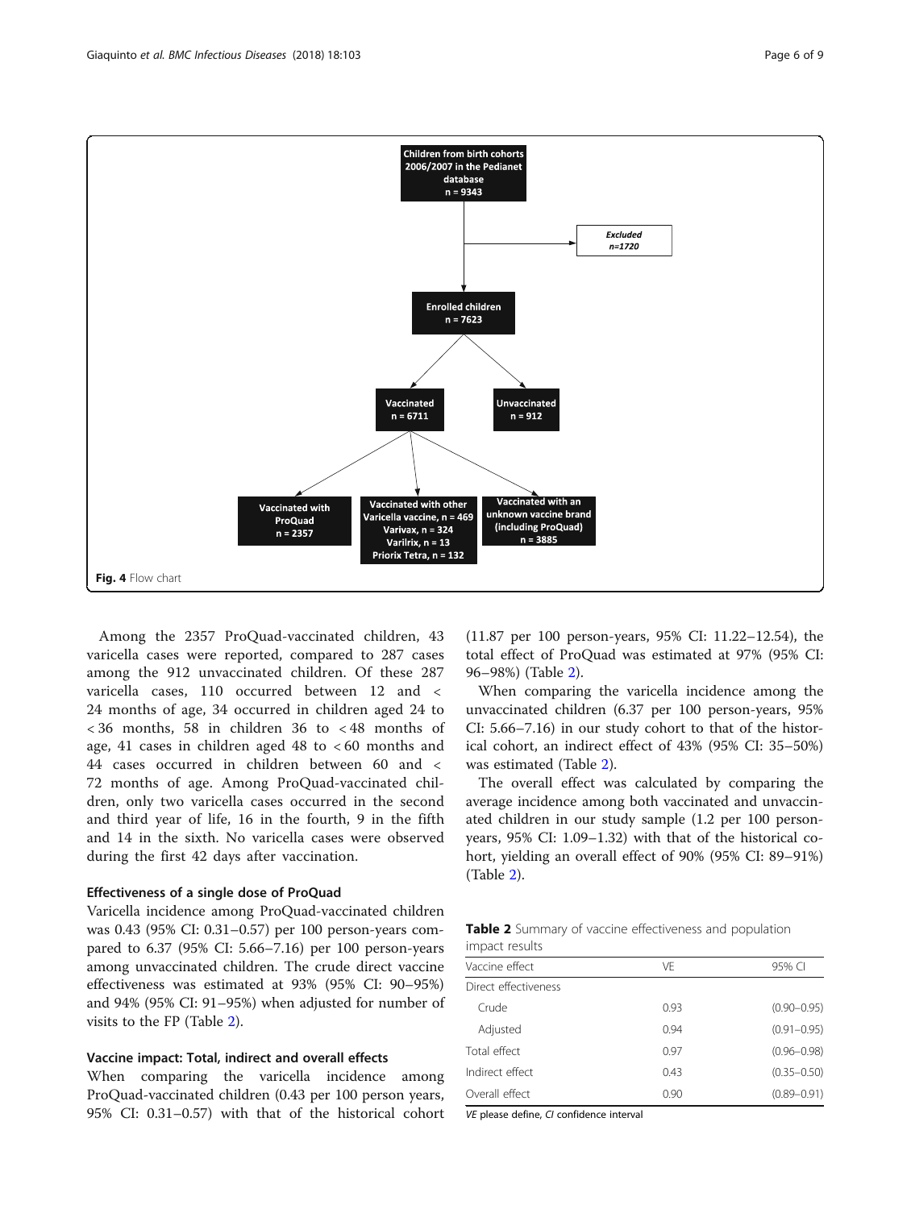Children from birth cohorts 2006/2007 in the Pedianet database n = 9343

Excluded n=1720

Enrolled children n = 7623

Vaccinated n = 6711

Unvaccinated n = 912

Vaccinated with ProQuad n = 2357

Vaccinated with other Varicella vaccine, n = 469 Varivax, n = 324 Varilrix, n = 13 Priorix Tetra, n = 132

Vaccinated with an unknown vaccine brand (including ProQuad) n = 3885

**Fig. 4** Flow chart

Among the 2357 ProQuad-vaccinated children, 43 varicella cases were reported, compared to 287 cases among the 912 unvaccinated children. Of these 287 varicella cases, 110 occurred between 12 and < 24 months of age, 34 occurred in children aged 24 to < 36 months, 58 in children 36 to < 48 months of age, 41 cases in children aged 48 to < 60 months and 44 cases occurred in children between 60 and < 72 months of age. Among ProQuad-vaccinated children, only two varicella cases occurred in the second and third year of life, 16 in the fourth, 9 in the fifth and 14 in the sixth. No varicella cases were observed during the first 42 days after vaccination.

### Effectiveness of a single dose of ProQuad

Varicella incidence among ProQuad-vaccinated children was 0.43 (95% CI: 0.31–0.57) per 100 person-years compared to 6.37 (95% CI: 5.66–7.16) per 100 person-years among unvaccinated children. The crude direct vaccine effectiveness was estimated at 93% (95% CI: 90–95%) and 94% (95% CI: 91–95%) when adjusted for number of visits to the FP (Table 2).

### Vaccine impact: Total, indirect and overall effects

When comparing the varicella incidence among ProQuad-vaccinated children (0.43 per 100 person years, 95% CI: 0.31–0.57) with that of the historical cohort (11.87 per 100 person-years, 95% CI: 11.22–12.54), the total effect of ProQuad was estimated at 97% (95% CI: 96–98%) (Table 2).

When comparing the varicella incidence among the unvaccinated children (6.37 per 100 person-years, 95% CI: 5.66–7.16) in our study cohort to that of the historical cohort, an indirect effect of 43% (95% CI: 35–50%) was estimated (Table 2).

The overall effect was calculated by comparing the average incidence among both vaccinated and unvaccinated children in our study sample (1.2 per 100 person-years, 95% CI: 1.09–1.32) with that of the historical cohort, yielding an overall effect of 90% (95% CI: 89–91%) (Table 2).

**Table 2** Summary of vaccine effectiveness and population impact results

| Vaccine effect | VE | 95% CI |
|---|---|---|
| Direct effectiveness | | |
| Crude | 0.93 | (0.90–0.95) |
| Adjusted | 0.94 | (0.91–0.95) |
| Total effect | 0.97 | (0.96–0.98) |
| Indirect effect | 0.43 | (0.35–0.50) |
| Overall effect | 0.90 | (0.89–0.91) |

*VE* please define, *CI* confidence interval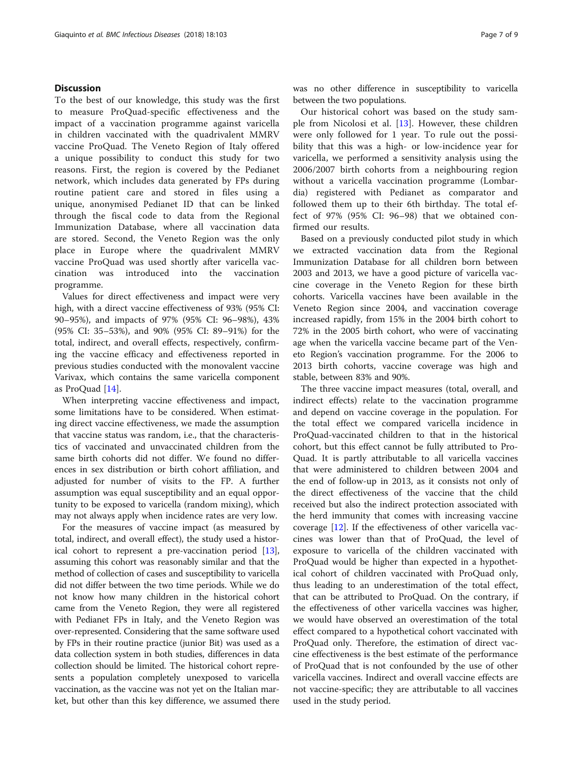## Discussion

To the best of our knowledge, this study was the first to measure ProQuad-specific effectiveness and the impact of a vaccination programme against varicella in children vaccinated with the quadrivalent MMRV vaccine ProQuad. The Veneto Region of Italy offered a unique possibility to conduct this study for two reasons. First, the region is covered by the Pedianet network, which includes data generated by FPs during routine patient care and stored in files using a unique, anonymised Pedianet ID that can be linked through the fiscal code to data from the Regional Immunization Database, where all vaccination data are stored. Second, the Veneto Region was the only place in Europe where the quadrivalent MMRV vaccine ProQuad was used shortly after varicella vaccination was introduced into the vaccination programme.

Values for direct effectiveness and impact were very high, with a direct vaccine effectiveness of 93% (95% CI: 90–95%), and impacts of 97% (95% CI: 96–98%), 43% (95% CI: 35–53%), and 90% (95% CI: 89–91%) for the total, indirect, and overall effects, respectively, confirming the vaccine efficacy and effectiveness reported in previous studies conducted with the monovalent vaccine Varivax, which contains the same varicella component as ProQuad [14].

When interpreting vaccine effectiveness and impact, some limitations have to be considered. When estimating direct vaccine effectiveness, we made the assumption that vaccine status was random, i.e., that the characteristics of vaccinated and unvaccinated children from the same birth cohorts did not differ. We found no differences in sex distribution or birth cohort affiliation, and adjusted for number of visits to the FP. A further assumption was equal susceptibility and an equal opportunity to be exposed to varicella (random mixing), which may not always apply when incidence rates are very low.

For the measures of vaccine impact (as measured by total, indirect, and overall effect), the study used a historical cohort to represent a pre-vaccination period [13], assuming this cohort was reasonably similar and that the method of collection of cases and susceptibility to varicella did not differ between the two time periods. While we do not know how many children in the historical cohort came from the Veneto Region, they were all registered with Pedianet FPs in Italy, and the Veneto Region was over-represented. Considering that the same software used by FPs in their routine practice (junior Bit) was used as a data collection system in both studies, differences in data collection should be limited. The historical cohort represents a population completely unexposed to varicella vaccination, as the vaccine was not yet on the Italian market, but other than this key difference, we assumed there was no other difference in susceptibility to varicella between the two populations.

Our historical cohort was based on the study sample from Nicolosi et al. [13]. However, these children were only followed for 1 year. To rule out the possibility that this was a high- or low-incidence year for varicella, we performed a sensitivity analysis using the 2006/2007 birth cohorts from a neighbouring region without a varicella vaccination programme (Lombardia) registered with Pedianet as comparator and followed them up to their 6th birthday. The total effect of 97% (95% CI: 96–98) that we obtained confirmed our results.

Based on a previously conducted pilot study in which we extracted vaccination data from the Regional Immunization Database for all children born between 2003 and 2013, we have a good picture of varicella vaccine coverage in the Veneto Region for these birth cohorts. Varicella vaccines have been available in the Veneto Region since 2004, and vaccination coverage increased rapidly, from 15% in the 2004 birth cohort to 72% in the 2005 birth cohort, who were of vaccinating age when the varicella vaccine became part of the Veneto Region's vaccination programme. For the 2006 to 2013 birth cohorts, vaccine coverage was high and stable, between 83% and 90%.

The three vaccine impact measures (total, overall, and indirect effects) relate to the vaccination programme and depend on vaccine coverage in the population. For the total effect we compared varicella incidence in ProQuad-vaccinated children to that in the historical cohort, but this effect cannot be fully attributed to ProQuad. It is partly attributable to all varicella vaccines that were administered to children between 2004 and the end of follow-up in 2013, as it consists not only of the direct effectiveness of the vaccine that the child received but also the indirect protection associated with the herd immunity that comes with increasing vaccine coverage [12]. If the effectiveness of other varicella vaccines was lower than that of ProQuad, the level of exposure to varicella of the children vaccinated with ProQuad would be higher than expected in a hypothetical cohort of children vaccinated with ProQuad only, thus leading to an underestimation of the total effect, that can be attributed to ProQuad. On the contrary, if the effectiveness of other varicella vaccines was higher, we would have observed an overestimation of the total effect compared to a hypothetical cohort vaccinated with ProQuad only. Therefore, the estimation of direct vaccine effectiveness is the best estimate of the performance of ProQuad that is not confounded by the use of other varicella vaccines. Indirect and overall vaccine effects are not vaccine-specific; they are attributable to all vaccines used in the study period.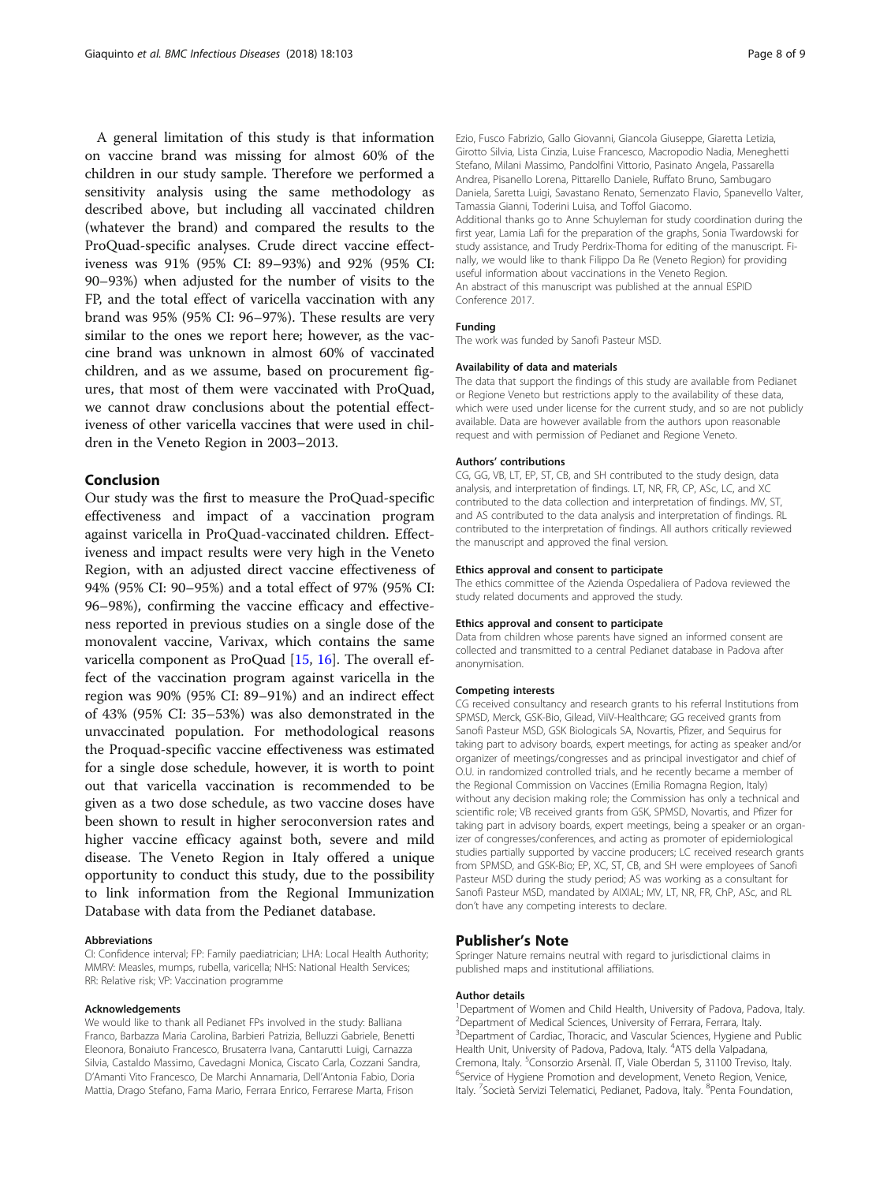A general limitation of this study is that information on vaccine brand was missing for almost 60% of the children in our study sample. Therefore we performed a sensitivity analysis using the same methodology as described above, but including all vaccinated children (whatever the brand) and compared the results to the ProQuad-specific analyses. Crude direct vaccine effectiveness was 91% (95% CI: 89–93%) and 92% (95% CI: 90–93%) when adjusted for the number of visits to the FP, and the total effect of varicella vaccination with any brand was 95% (95% CI: 96–97%). These results are very similar to the ones we report here; however, as the vaccine brand was unknown in almost 60% of vaccinated children, and as we assume, based on procurement figures, that most of them were vaccinated with ProQuad, we cannot draw conclusions about the potential effectiveness of other varicella vaccines that were used in children in the Veneto Region in 2003–2013.

## Conclusion

Our study was the first to measure the ProQuad-specific effectiveness and impact of a vaccination program against varicella in ProQuad-vaccinated children. Effectiveness and impact results were very high in the Veneto Region, with an adjusted direct vaccine effectiveness of 94% (95% CI: 90–95%) and a total effect of 97% (95% CI: 96–98%), confirming the vaccine efficacy and effectiveness reported in previous studies on a single dose of the monovalent vaccine, Varivax, which contains the same varicella component as ProQuad [15, 16]. The overall effect of the vaccination program against varicella in the region was 90% (95% CI: 89–91%) and an indirect effect of 43% (95% CI: 35–53%) was also demonstrated in the unvaccinated population. For methodological reasons the Proquad-specific vaccine effectiveness was estimated for a single dose schedule, however, it is worth to point out that varicella vaccination is recommended to be given as a two dose schedule, as two vaccine doses have been shown to result in higher seroconversion rates and higher vaccine efficacy against both, severe and mild disease. The Veneto Region in Italy offered a unique opportunity to conduct this study, due to the possibility to link information from the Regional Immunization Database with data from the Pedianet database.

#### Abbreviations

CI: Confidence interval; FP: Family paediatrician; LHA: Local Health Authority; MMRV: Measles, mumps, rubella, varicella; NHS: National Health Services; RR: Relative risk; VP: Vaccination programme

#### Acknowledgements

We would like to thank all Pedianet FPs involved in the study: Balliana Franco, Barbazza Maria Carolina, Barbieri Patrizia, Belluzzi Gabriele, Benetti Eleonora, Bonaiuto Francesco, Brusaterra Ivana, Cantarutti Luigi, Carnazza Silvia, Castaldo Massimo, Cavedagni Monica, Ciscato Carla, Cozzani Sandra, D'Amanti Vito Francesco, De Marchi Annamaria, Dell'Antonia Fabio, Doria Mattia, Drago Stefano, Fama Mario, Ferrara Enrico, Ferrarese Marta, Frison Ezio, Fusco Fabrizio, Gallo Giovanni, Giancola Giuseppe, Giaretta Letizia, Girotto Silvia, Lista Cinzia, Luise Francesco, Macropodio Nadia, Meneghetti Stefano, Milani Massimo, Pandolfini Vittorio, Pasinato Angela, Passarella Andrea, Pisanello Lorena, Pittarello Daniele, Ruffato Bruno, Sambugaro Daniela, Saretta Luigi, Savastano Renato, Semenzato Flavio, Spanevello Valter, Tamassia Gianni, Toderini Luisa, and Toffol Giacomo.

Additional thanks go to Anne Schuyleman for study coordination during the first year, Lamia Lafi for the preparation of the graphs, Sonia Twardowski for study assistance, and Trudy Perdrix-Thoma for editing of the manuscript. Finally, we would like to thank Filippo Da Re (Veneto Region) for providing useful information about vaccinations in the Veneto Region.

An abstract of this manuscript was published at the annual ESPID Conference 2017.

#### Funding

The work was funded by Sanofi Pasteur MSD.

#### Availability of data and materials

The data that support the findings of this study are available from Pedianet or Regione Veneto but restrictions apply to the availability of these data, which were used under license for the current study, and so are not publicly available. Data are however available from the authors upon reasonable request and with permission of Pedianet and Regione Veneto.

#### Authors' contributions

CG, GG, VB, LT, EP, ST, CB, and SH contributed to the study design, data analysis, and interpretation of findings. LT, NR, FR, CP, ASc, LC, and XC contributed to the data collection and interpretation of findings. MV, ST, and AS contributed to the data analysis and interpretation of findings. RL contributed to the interpretation of findings. All authors critically reviewed the manuscript and approved the final version.

#### Ethics approval and consent to participate

The ethics committee of the Azienda Ospedaliera of Padova reviewed the study related documents and approved the study.

#### Ethics approval and consent to participate

Data from children whose parents have signed an informed consent are collected and transmitted to a central Pedianet database in Padova after anonymisation.

#### Competing interests

CG received consultancy and research grants to his referral Institutions from SPMSD, Merck, GSK-Bio, Gilead, ViiV-Healthcare; GG received grants from Sanofi Pasteur MSD, GSK Biologicals SA, Novartis, Pfizer, and Sequirus for taking part to advisory boards, expert meetings, for acting as speaker and/or organizer of meetings/congresses and as principal investigator and chief of O.U. in randomized controlled trials, and he recently became a member of the Regional Commission on Vaccines (Emilia Romagna Region, Italy) without any decision making role; the Commission has only a technical and scientific role; VB received grants from GSK, SPMSD, Novartis, and Pfizer for taking part in advisory boards, expert meetings, being a speaker or an organizer of congresses/conferences, and acting as promoter of epidemiological studies partially supported by vaccine producers; LC received research grants from SPMSD, and GSK-Bio; EP, XC, ST, CB, and SH were employees of Sanofi Pasteur MSD during the study period; AS was working as a consultant for Sanofi Pasteur MSD, mandated by AIXIAL; MV, LT, NR, FR, ChP, ASc, and RL don't have any competing interests to declare.

## Publisher's Note

Springer Nature remains neutral with regard to jurisdictional claims in published maps and institutional affiliations.

#### Author details

[1]Department of Women and Child Health, University of Padova, Padova, Italy. [2]Department of Medical Sciences, University of Ferrara, Ferrara, Italy. [3]Department of Cardiac, Thoracic, and Vascular Sciences, Hygiene and Public Health Unit, University of Padova, Padova, Italy. [4]ATS della Valpadana, Cremona, Italy. [5]Consorzio Arsenàl. IT, Viale Oberdan 5, 31100 Treviso, Italy. [6]Service of Hygiene Promotion and development, Veneto Region, Venice, Italy. [7]Società Servizi Telematici, Pedianet, Padova, Italy. [8]Penta Foundation,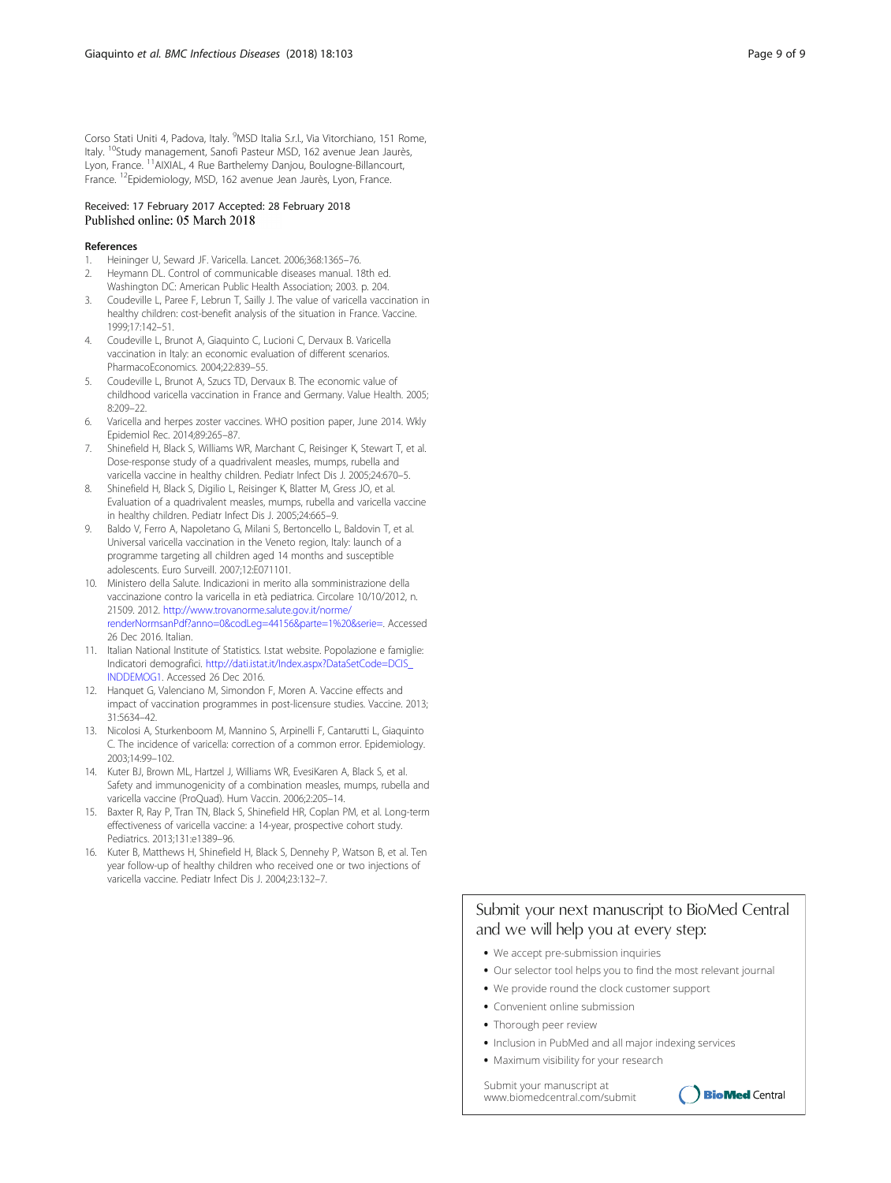Corso Stati Uniti 4, Padova, Italy. [9]MSD Italia S.r.l., Via Vitorchiano, 151 Rome, Italy. [10]Study management, Sanofi Pasteur MSD, 162 avenue Jean Jaurès, Lyon, France. [11]AIXIAL, 4 Rue Barthelemy Danjou, Boulogne-Billancourt, France. [12]Epidemiology, MSD, 162 avenue Jean Jaurès, Lyon, France.

Received: 17 February 2017 Accepted: 28 February 2018
Published online: 05 March 2018

## References

1. Heininger U, Seward JF. Varicella. Lancet. 2006;368:1365–76.
2. Heymann DL. Control of communicable diseases manual. 18th ed. Washington DC: American Public Health Association; 2003. p. 204.
3. Coudeville L, Paree F, Lebrun T, Sailly J. The value of varicella vaccination in healthy children: cost-benefit analysis of the situation in France. Vaccine. 1999;17:142–51.
4. Coudeville L, Brunot A, Giaquinto C, Lucioni C, Dervaux B. Varicella vaccination in Italy: an economic evaluation of different scenarios. PharmacoEconomics. 2004;22:839–55.
5. Coudeville L, Brunot A, Szucs TD, Dervaux B. The economic value of childhood varicella vaccination in France and Germany. Value Health. 2005; 8:209–22.
6. Varicella and herpes zoster vaccines. WHO position paper, June 2014. Wkly Epidemiol Rec. 2014;89:265–87.
7. Shinefield H, Black S, Williams WR, Marchant C, Reisinger K, Stewart T, et al. Dose-response study of a quadrivalent measles, mumps, rubella and varicella vaccine in healthy children. Pediatr Infect Dis J. 2005;24:670–5.
8. Shinefield H, Black S, Digilio L, Reisinger K, Blatter M, Gress JO, et al. Evaluation of a quadrivalent measles, mumps, rubella and varicella vaccine in healthy children. Pediatr Infect Dis J. 2005;24:665–9.
9. Baldo V, Ferro A, Napoletano G, Milani S, Bertoncello L, Baldovin T, et al. Universal varicella vaccination in the Veneto region, Italy: launch of a programme targeting all children aged 14 months and susceptible adolescents. Euro Surveill. 2007;12:E071101.
10. Ministero della Salute. Indicazioni in merito alla somministrazione della vaccinazione contro la varicella in età pediatrica. Circolare 10/10/2012, n. 21509. 2012. http://www.trovanorme.salute.gov.it/norme/renderNormsanPdf?anno=0&codLeg=44156&parte=1%20&serie=. Accessed 26 Dec 2016. Italian.
11. Italian National Institute of Statistics. I.stat website. Popolazione e famiglie: Indicatori demografici. http://dati.istat.it/Index.aspx?DataSetCode=DCIS_INDDEMOG1. Accessed 26 Dec 2016.
12. Hanquet G, Valenciano M, Simondon F, Moren A. Vaccine effects and impact of vaccination programmes in post-licensure studies. Vaccine. 2013; 31:5634–42.
13. Nicolosi A, Sturkenboom M, Mannino S, Arpinelli F, Cantarutti L, Giaquinto C. The incidence of varicella: correction of a common error. Epidemiology. 2003;14:99–102.
14. Kuter BJ, Brown ML, Hartzel J, Williams WR, EvesiKaren A, Black S, et al. Safety and immunogenicity of a combination measles, mumps, rubella and varicella vaccine (ProQuad). Hum Vaccin. 2006;2:205–14.
15. Baxter R, Ray P, Tran TN, Black S, Shinefield HR, Coplan PM, et al. Long-term effectiveness of varicella vaccine: a 14-year, prospective cohort study. Pediatrics. 2013;131:e1389–96.
16. Kuter B, Matthews H, Shinefield H, Black S, Dennehy P, Watson B, et al. Ten year follow-up of healthy children who received one or two injections of varicella vaccine. Pediatr Infect Dis J. 2004;23:132–7.

Submit your next manuscript to BioMed Central and we will help you at every step:

- We accept pre-submission inquiries
- Our selector tool helps you to find the most relevant journal
- We provide round the clock customer support
- Convenient online submission
- Thorough peer review
- Inclusion in PubMed and all major indexing services
- Maximum visibility for your research

Submit your manuscript at
www.biomedcentral.com/submit

BioMed Central